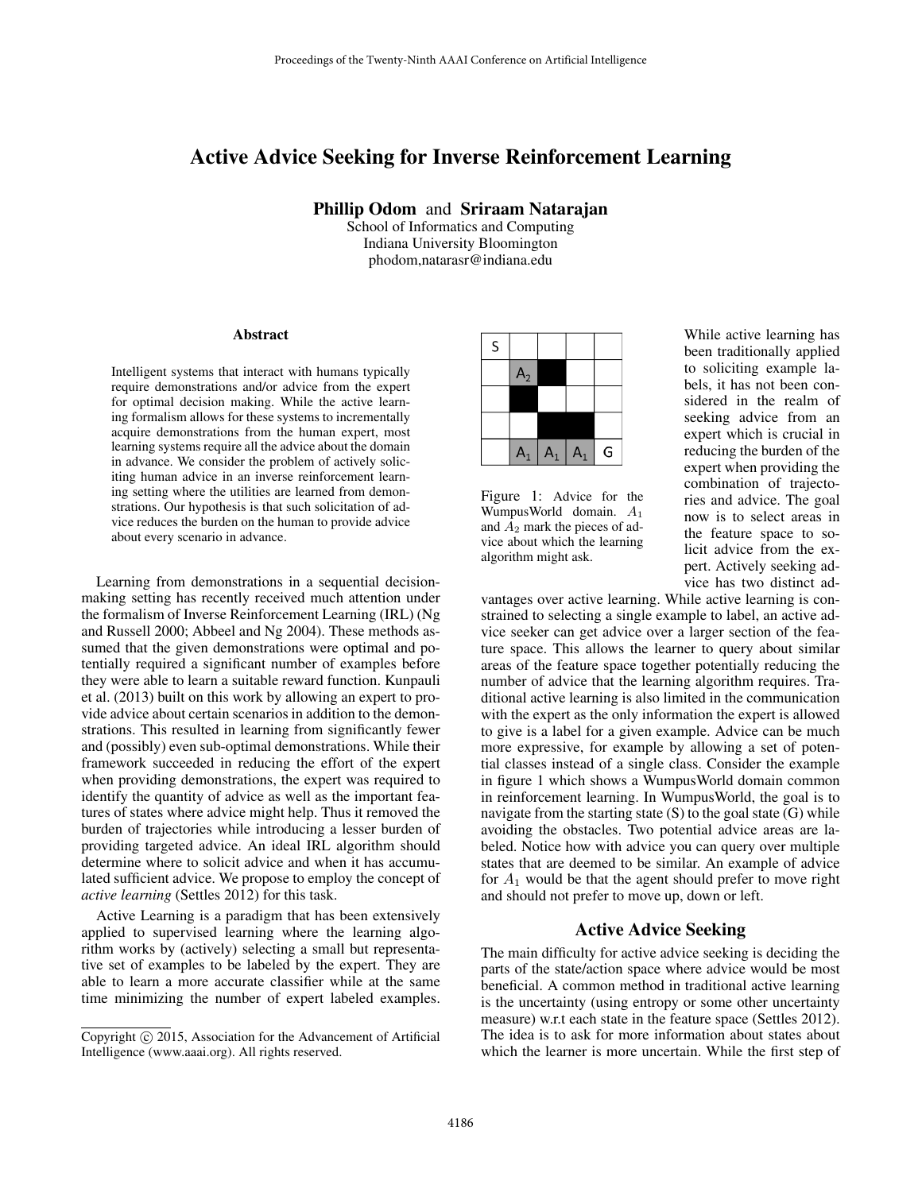# Active Advice Seeking for Inverse Reinforcement Learning

**Phillip Odom** and **Sriraam Natarajan**
School of Informatics and Computing
Indiana University Bloomington
phodom,natarasr@indiana.edu

### Abstract

Intelligent systems that interact with humans typically require demonstrations and/or advice from the expert for optimal decision making. While the active learning formalism allows for these systems to incrementally acquire demonstrations from the human expert, most learning systems require all the advice about the domain in advance. We consider the problem of actively soliciting human advice in an inverse reinforcement learning setting where the utilities are learned from demonstrations. Our hypothesis is that such solicitation of advice reduces the burden on the human to provide advice about every scenario in advance.

Learning from demonstrations in a sequential decision-making setting has recently received much attention under the formalism of Inverse Reinforcement Learning (IRL) (Ng and Russell 2000; Abbeel and Ng 2004). These methods assumed that the given demonstrations were optimal and potentially required a significant number of examples before they were able to learn a suitable reward function. Kunpauli et al. (2013) built on this work by allowing an expert to provide advice about certain scenarios in addition to the demonstrations. This resulted in learning from significantly fewer and (possibly) even sub-optimal demonstrations. While their framework succeeded in reducing the effort of the expert when providing demonstrations, the expert was required to identify the quantity of advice as well as the important features of states where advice might help. Thus it removed the burden of trajectories while introducing a lesser burden of providing targeted advice. An ideal IRL algorithm should determine where to solicit advice and when it has accumulated sufficient advice. We propose to employ the concept of *active learning* (Settles 2012) for this task.

Active Learning is a paradigm that has been extensively applied to supervised learning where the learning algorithm works by (actively) selecting a small but representative set of examples to be labeled by the expert. They are able to learn a more accurate classifier while at the same time minimizing the number of expert labeled examples.

| S | | | | |
|---|---|---|---|---|
| | $A_2$ | ■ | | |
| | ■ | | | |
| | | ■ | ■ | |
| | $A_1$ | $A_1$ | $A_1$ | G |

Figure 1: Advice for the WumpusWorld domain. $A_1$ and $A_2$ mark the pieces of advice about which the learning algorithm might ask.

While active learning has been traditionally applied to soliciting example labels, it has not been considered in the realm of seeking advice from an expert which is crucial in reducing the burden of the expert when providing the combination of trajectories and advice. The goal now is to select areas in the feature space to solicit advice from the expert. Actively seeking advice has two distinct advantages over active learning. While active learning is constrained to selecting a single example to label, an active advice seeker can get advice over a larger section of the feature space. This allows the learner to query about similar areas of the feature space together potentially reducing the number of advice that the learning algorithm requires. Traditional active learning is also limited in the communication with the expert as the only information the expert is allowed to give is a label for a given example. Advice can be much more expressive, for example by allowing a set of potential classes instead of a single class. Consider the example in figure 1 which shows a WumpusWorld domain common in reinforcement learning. In WumpusWorld, the goal is to navigate from the starting state (S) to the goal state (G) while avoiding the obstacles. Two potential advice areas are labeled. Notice how with advice you can query over multiple states that are deemed to be similar. An example of advice for $A_1$ would be that the agent should prefer to move right and should not prefer to move up, down or left.

## Active Advice Seeking

The main difficulty for active advice seeking is deciding the parts of the state/action space where advice would be most beneficial. A common method in traditional active learning is the uncertainty (using entropy or some other uncertainty measure) w.r.t each state in the feature space (Settles 2012). The idea is to ask for more information about states about which the learner is more uncertain. While the first step of

Copyright © 2015, Association for the Advancement of Artificial Intelligence (www.aaai.org). All rights reserved.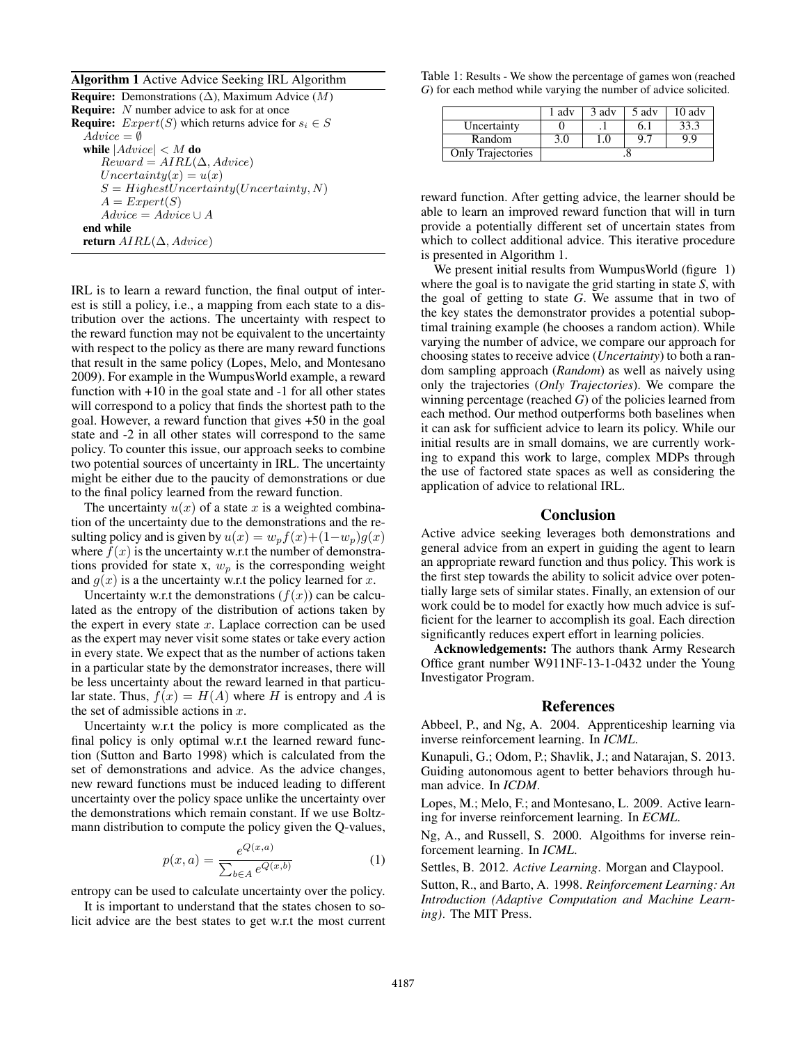**Algorithm 1** Active Advice Seeking IRL Algorithm

```
Require: Demonstrations (Δ), Maximum Advice (M)
Require: N number advice to ask for at once
Require: Expert(S) which returns advice for s_i ∈ S
  Advice = ∅
  while |Advice| < M do
    Reward = AIRL(Δ, Advice)
    Uncertainty(x) = u(x)
    S = HighestUncertainty(Uncertainty, N)
    A = Expert(S)
    Advice = Advice ∪ A
  end while
  return AIRL(Δ, Advice)
```

IRL is to learn a reward function, the final output of interest is still a policy, i.e., a mapping from each state to a distribution over the actions. The uncertainty with respect to the reward function may not be equivalent to the uncertainty with respect to the policy as there are many reward functions that result in the same policy (Lopes, Melo, and Montesano 2009). For example in the WumpusWorld example, a reward function with +10 in the goal state and -1 for all other states will correspond to a policy that finds the shortest path to the goal. However, a reward function that gives +50 in the goal state and -2 in all other states will correspond to the same policy. To counter this issue, our approach seeks to combine two potential sources of uncertainty in IRL. The uncertainty might be either due to the paucity of demonstrations or due to the final policy learned from the reward function.

The uncertainty $u(x)$ of a state $x$ is a weighted combination of the uncertainty due to the demonstrations and the resulting policy and is given by $u(x) = w_p f(x) + (1 - w_p) g(x)$ where $f(x)$ is the uncertainty w.r.t the number of demonstrations provided for state x, $w_p$ is the corresponding weight and $g(x)$ is a the uncertainty w.r.t the policy learned for $x$.

Uncertainty w.r.t the demonstrations ($f(x)$) can be calculated as the entropy of the distribution of actions taken by the expert in every state $x$. Laplace correction can be used as the expert may never visit some states or take every action in every state. We expect that as the number of actions taken in a particular state by the demonstrator increases, there will be less uncertainty about the reward learned in that particular state. Thus, $f(x) = H(A)$ where $H$ is entropy and $A$ is the set of admissible actions in $x$.

Uncertainty w.r.t the policy is more complicated as the final policy is only optimal w.r.t the learned reward function (Sutton and Barto 1998) which is calculated from the set of demonstrations and advice. As the advice changes, new reward functions must be induced leading to different uncertainty over the policy space unlike the uncertainty over the demonstrations which remain constant. If we use Boltzmann distribution to compute the policy given the Q-values,

$$p(x, a) = \frac{e^{Q(x,a)}}{\sum_{b \in A} e^{Q(x,b)}} \qquad (1)$$

entropy can be used to calculate uncertainty over the policy.

It is important to understand that the states chosen to solicit advice are the best states to get w.r.t the most current reward function. After getting advice, the learner should be able to learn an improved reward function that will in turn provide a potentially different set of uncertain states from which to collect additional advice. This iterative procedure is presented in Algorithm 1.

Table 1: Results - We show the percentage of games won (reached *G*) for each method while varying the number of advice solicited.

| | 1 adv | 3 adv | 5 adv | 10 adv |
|---|---|---|---|---|
| Uncertainty | 0 | .1 | 6.1 | 33.3 |
| Random | 3.0 | 1.0 | 9.7 | 9.9 |
| Only Trajectories | .8 | | | |

We present initial results from WumpusWorld (figure 1) where the goal is to navigate the grid starting in state *S*, with the goal of getting to state *G*. We assume that in two of the key states the demonstrator provides a potential suboptimal training example (he chooses a random action). While varying the number of advice, we compare our approach for choosing states to receive advice (*Uncertainty*) to both a random sampling approach (*Random*) as well as naively using only the trajectories (*Only Trajectories*). We compare the winning percentage (reached *G*) of the policies learned from each method. Our method outperforms both baselines when it can ask for sufficient advice to learn its policy. While our initial results are in small domains, we are currently working to expand this work to large, complex MDPs through the use of factored state spaces as well as considering the application of advice to relational IRL.

## Conclusion

Active advice seeking leverages both demonstrations and general advice from an expert in guiding the agent to learn an appropriate reward function and thus policy. This work is the first step towards the ability to solicit advice over potentially large sets of similar states. Finally, an extension of our work could be to model for exactly how much advice is sufficient for the learner to accomplish its goal. Each direction significantly reduces expert effort in learning policies.

**Acknowledgements:** The authors thank Army Research Office grant number W911NF-13-1-0432 under the Young Investigator Program.

## References

Abbeel, P., and Ng, A. 2004. Apprenticeship learning via inverse reinforcement learning. In *ICML*.

Kunapuli, G.; Odom, P.; Shavlik, J.; and Natarajan, S. 2013. Guiding autonomous agent to better behaviors through human advice. In *ICDM*.

Lopes, M.; Melo, F.; and Montesano, L. 2009. Active learning for inverse reinforcement learning. In *ECML*.

Ng, A., and Russell, S. 2000. Algoithms for inverse reinforcement learning. In *ICML*.

Settles, B. 2012. *Active Learning*. Morgan and Claypool.

Sutton, R., and Barto, A. 1998. *Reinforcement Learning: An Introduction (Adaptive Computation and Machine Learning)*. The MIT Press.